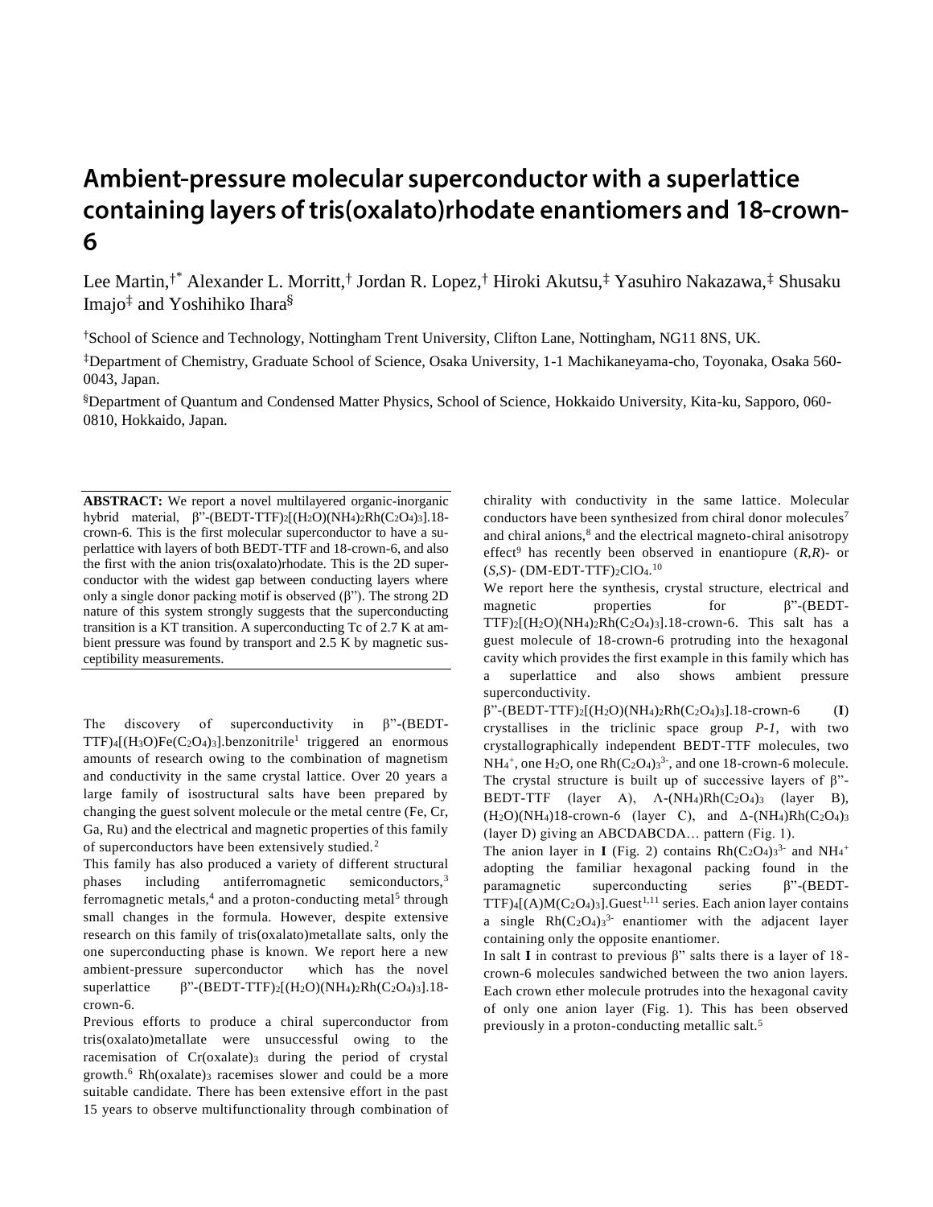# Ambient-pressure molecular superconductor with a superlattice containing layers of tris(oxalato)rhodate enantiomers and 18-crown-6

Lee Martin,[†*] Alexander L. Morritt,[†] Jordan R. Lopez,[†] Hiroki Akutsu,[‡] Yasuhiro Nakazawa,[‡] Shusaku Imajo[‡] and Yoshihiko Ihara[§]

[†]School of Science and Technology, Nottingham Trent University, Clifton Lane, Nottingham, NG11 8NS, UK.

[‡]Department of Chemistry, Graduate School of Science, Osaka University, 1-1 Machikaneyama-cho, Toyonaka, Osaka 560-0043, Japan.

[§]Department of Quantum and Condensed Matter Physics, School of Science, Hokkaido University, Kita-ku, Sapporo, 060-0810, Hokkaido, Japan.

**ABSTRACT:** We report a novel multilayered organic-inorganic hybrid material, β”-(BEDT-TTF)$_2$[($H_2O$)($NH_4$)$_2$Rh($C_2O_4$)$_3$].18-crown-6. This is the first molecular superconductor to have a superlattice with layers of both BEDT-TTF and 18-crown-6, and also the first with the anion tris(oxalato)rhodate. This is the 2D superconductor with the widest gap between conducting layers where only a single donor packing motif is observed (β”). The strong 2D nature of this system strongly suggests that the superconducting transition is a KT transition. A superconducting Tc of 2.7 K at ambient pressure was found by transport and 2.5 K by magnetic susceptibility measurements.

The discovery of superconductivity in β”-(BEDT-TTF)$_4$[($H_3O$)Fe($C_2O_4$)$_3$].benzonitrile[1] triggered an enormous amounts of research owing to the combination of magnetism and conductivity in the same crystal lattice. Over 20 years a large family of isostructural salts have been prepared by changing the guest solvent molecule or the metal centre (Fe, Cr, Ga, Ru) and the electrical and magnetic properties of this family of superconductors have been extensively studied.[2]

This family has also produced a variety of different structural phases including antiferromagnetic semiconductors,[3] ferromagnetic metals,[4] and a proton-conducting metal[5] through small changes in the formula. However, despite extensive research on this family of tris(oxalato)metallate salts, only the one superconducting phase is known. We report here a new ambient-pressure superconductor which has the novel superlattice β”-(BEDT-TTF)$_2$[($H_2O$)($NH_4$)$_2$Rh($C_2O_4$)$_3$].18-crown-6.

Previous efforts to produce a chiral superconductor from tris(oxalato)metallate were unsuccessful owing to the racemisation of Cr(oxalate)$_3$ during the period of crystal growth.[6] Rh(oxalate)$_3$ racemises slower and could be a more suitable candidate. There has been extensive effort in the past 15 years to observe multifunctionality through combination of chirality with conductivity in the same lattice. Molecular conductors have been synthesized from chiral donor molecules[7] and chiral anions,[8] and the electrical magneto-chiral anisotropy effect[9] has recently been observed in enantiopure (*R,R*)- or (*S,S*)- (DM-EDT-TTF)$_2$ClO$_4$.[10]

We report here the synthesis, crystal structure, electrical and magnetic properties for β”-(BEDT-TTF)$_2$[($H_2O$)($NH_4$)$_2$Rh($C_2O_4$)$_3$].18-crown-6. This salt has a guest molecule of 18-crown-6 protruding into the hexagonal cavity which provides the first example in this family which has a superlattice and also shows ambient pressure superconductivity.

β”-(BEDT-TTF)$_2$[($H_2O$)($NH_4$)$_2$Rh($C_2O_4$)$_3$].18-crown-6 (**I**) crystallises in the triclinic space group *P-1*, with two crystallographically independent BEDT-TTF molecules, two $NH_4^+$, one $H_2O$, one Rh($C_2O_4$)$_3^{3-}$, and one 18-crown-6 molecule. The crystal structure is built up of successive layers of β”-BEDT-TTF (layer A), Λ-($NH_4$)Rh($C_2O_4$)$_3$ (layer B), ($H_2O$)($NH_4$)18-crown-6 (layer C), and Δ-($NH_4$)Rh($C_2O_4$)$_3$ (layer D) giving an ABCDABCDA… pattern (Fig. 1).

The anion layer in **I** (Fig. 2) contains Rh($C_2O_4$)$_3^{3-}$ and $NH_4^+$ adopting the familiar hexagonal packing found in the paramagnetic superconducting series β”-(BEDT-TTF)$_4$[(A)M($C_2O_4$)$_3$].Guest[1,11] series. Each anion layer contains a single Rh($C_2O_4$)$_3^{3-}$ enantiomer with the adjacent layer containing only the opposite enantiomer.

In salt **I** in contrast to previous β” salts there is a layer of 18-crown-6 molecules sandwiched between the two anion layers. Each crown ether molecule protrudes into the hexagonal cavity of only one anion layer (Fig. 1). This has been observed previously in a proton-conducting metallic salt.[5]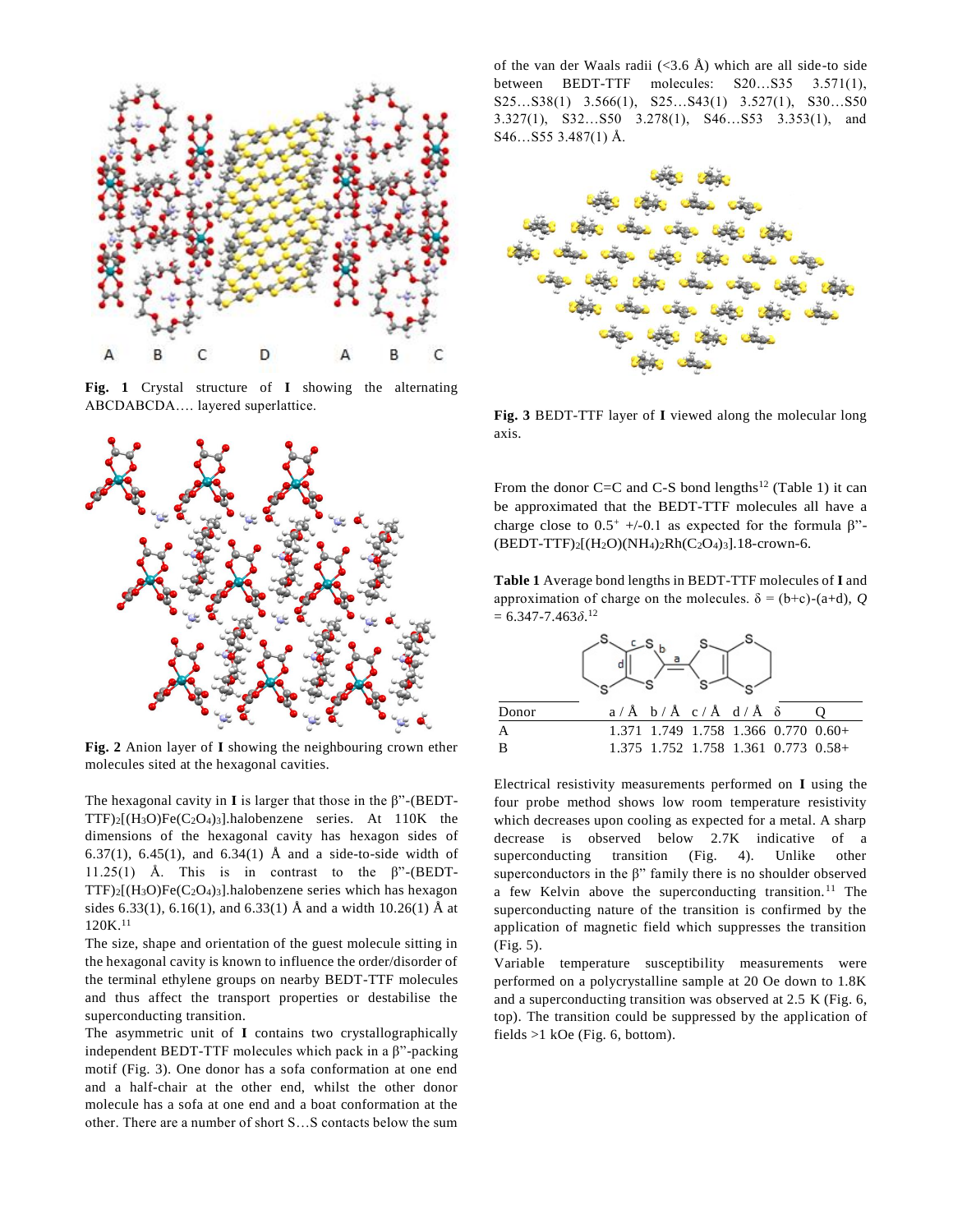**Fig. 1** Crystal structure of **I** showing the alternating ABCDABCDA…. layered superlattice.

**Fig. 2** Anion layer of **I** showing the neighbouring crown ether molecules sited at the hexagonal cavities.

The hexagonal cavity in **I** is larger that those in the β"-(BEDT-TTF)$_2$[(H$_3$O)Fe(C$_2$O$_4$)$_3$].halobenzene series. At 110K the dimensions of the hexagonal cavity has hexagon sides of 6.37(1), 6.45(1), and 6.34(1) Å and a side-to-side width of 11.25(1) Å. This is in contrast to the β"-(BEDT-TTF)$_2$[(H$_3$O)Fe(C$_2$O$_4$)$_3$].halobenzene series which has hexagon sides 6.33(1), 6.16(1), and 6.33(1) Å and a width 10.26(1) Å at 120K.[11]

The size, shape and orientation of the guest molecule sitting in the hexagonal cavity is known to influence the order/disorder of the terminal ethylene groups on nearby BEDT-TTF molecules and thus affect the transport properties or destabilise the superconducting transition.

The asymmetric unit of **I** contains two crystallographically independent BEDT-TTF molecules which pack in a β"-packing motif (Fig. 3). One donor has a sofa conformation at one end and a half-chair at the other end, whilst the other donor molecule has a sofa at one end and a boat conformation at the other. There are a number of short S…S contacts below the sum of the van der Waals radii (<3.6 Å) which are all side-to side between BEDT-TTF molecules: S20…S35 3.571(1), S25…S38(1) 3.566(1), S25…S43(1) 3.527(1), S30…S50 3.327(1), S32…S50 3.278(1), S46…S53 3.353(1), and S46…S55 3.487(1) Å.

**Fig. 3** BEDT-TTF layer of **I** viewed along the molecular long axis.

From the donor C=C and C-S bond lengths[12] (Table 1) it can be approximated that the BEDT-TTF molecules all have a charge close to 0.5$^+$ +/-0.1 as expected for the formula β"-(BEDT-TTF)$_2$[(H$_2$O)(NH$_4$)$_2$Rh(C$_2$O$_4$)$_3$].18-crown-6.

**Table 1** Average bond lengths in BEDT-TTF molecules of **I** and approximation of charge on the molecules. $\delta = (b+c)-(a+d)$, $Q = 6.347-7.463\delta$.[12]

| Donor | a / Å | b / Å | c / Å | d / Å | δ | Q |
|---|---|---|---|---|---|---|
| A | 1.371 | 1.749 | 1.758 | 1.366 | 0.770 | 0.60+ |
| B | 1.375 | 1.752 | 1.758 | 1.361 | 0.773 | 0.58+ |

Electrical resistivity measurements performed on **I** using the four probe method shows low room temperature resistivity which decreases upon cooling as expected for a metal. A sharp decrease is observed below 2.7K indicative of a superconducting transition (Fig. 4). Unlike other superconductors in the β" family there is no shoulder observed a few Kelvin above the superconducting transition.[11] The superconducting nature of the transition is confirmed by the application of magnetic field which suppresses the transition (Fig. 5).

Variable temperature susceptibility measurements were performed on a polycrystalline sample at 20 Oe down to 1.8K and a superconducting transition was observed at 2.5 K (Fig. 6, top). The transition could be suppressed by the application of fields >1 kOe (Fig. 6, bottom).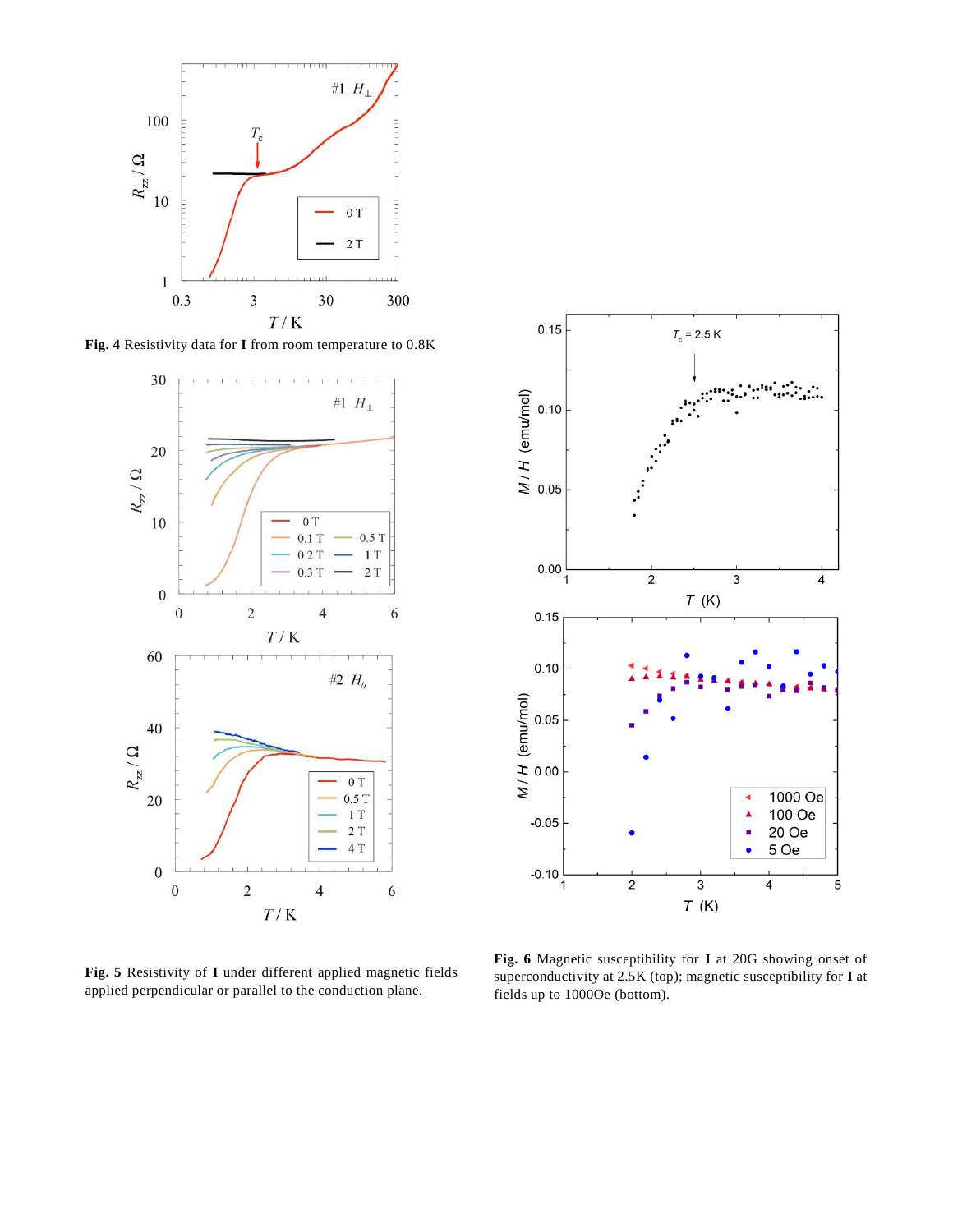**Fig. 4** Resistivity data for **I** from room temperature to 0.8K

**Fig. 5** Resistivity of **I** under different applied magnetic fields applied perpendicular or parallel to the conduction plane.

**Fig. 6** Magnetic susceptibility for **I** at 20G showing onset of superconductivity at 2.5K (top); magnetic susceptibility for **I** at fields up to 1000Oe (bottom).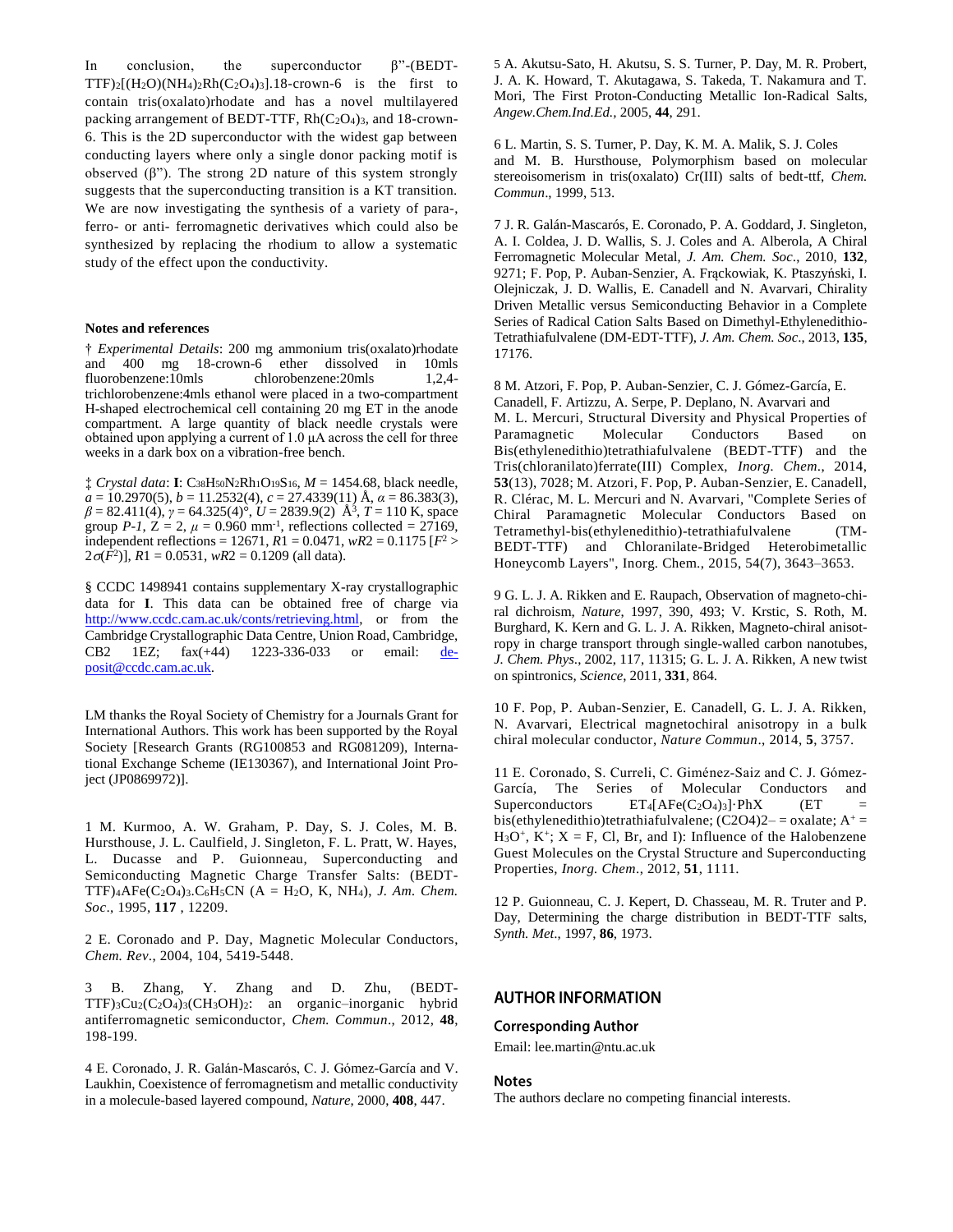In conclusion, the superconductor β"-(BEDT-TTF)$_2$[($H_2O$)($NH_4$)$_2$Rh($C_2O_4$)$_3$].18-crown-6 is the first to contain tris(oxalato)rhodate and has a novel multilayered packing arrangement of BEDT-TTF, Rh($C_2O_4$)$_3$, and 18-crown-6. This is the 2D superconductor with the widest gap between conducting layers where only a single donor packing motif is observed (β"). The strong 2D nature of this system strongly suggests that the superconducting transition is a KT transition. We are now investigating the synthesis of a variety of para-, ferro- or anti- ferromagnetic derivatives which could also be synthesized by replacing the rhodium to allow a systematic study of the effect upon the conductivity.

### Notes and references

† *Experimental Details*: 200 mg ammonium tris(oxalato)rhodate and 400 mg 18-crown-6 ether dissolved in 10mls fluorobenzene:10mls chlorobenzene:20mls 1,2,4-trichlorobenzene:4mls ethanol were placed in a two-compartment H-shaped electrochemical cell containing 20 mg ET in the anode compartment. A large quantity of black needle crystals were obtained upon applying a current of 1.0 μA across the cell for three weeks in a dark box on a vibration-free bench.

‡ *Crystal data*: **I**: $C_{38}H_{50}N_2Rh_1O_{19}S_{16}$, $M$ = 1454.68, black needle, $a$ = 10.2970(5), $b$ = 11.2532(4), $c$ = 27.4339(11) Å, $\alpha$ = 86.383(3), $\beta$ = 82.411(4), $\gamma$ = 64.325(4)°, $U$ = 2839.9(2) Å$^3$, $T$ = 110 K, space group $P$-$1$, Z = 2, $\mu$ = 0.960 mm$^{-1}$, reflections collected = 27169, independent reflections = 12671, $R1$ = 0.0471, $wR2$ = 0.1175 [$F^2 > 2\sigma(F^2)$], $R1$ = 0.0531, $wR2$ = 0.1209 (all data).

§ CCDC 1498941 contains supplementary X-ray crystallographic data for **I**. This data can be obtained free of charge via http://www.ccdc.cam.ac.uk/conts/retrieving.html, or from the Cambridge Crystallographic Data Centre, Union Road, Cambridge, CB2 1EZ; fax(+44) 1223-336-033 or email: deposit@ccdc.cam.ac.uk.

LM thanks the Royal Society of Chemistry for a Journals Grant for International Authors. This work has been supported by the Royal Society [Research Grants (RG100853 and RG081209), International Exchange Scheme (IE130367), and International Joint Project (JP0869972)].

1 M. Kurmoo, A. W. Graham, P. Day, S. J. Coles, M. B. Hursthouse, J. L. Caulfield, J. Singleton, F. L. Pratt, W. Hayes, L. Ducasse and P. Guionneau, Superconducting and Semiconducting Magnetic Charge Transfer Salts: (BEDT-TTF)$_4$AFe($C_2O_4$)$_3$.$C_6H_5$CN (A = $H_2O$, K, $NH_4$), *J. Am. Chem. Soc*., 1995, **117** , 12209.

2 E. Coronado and P. Day, Magnetic Molecular Conductors, *Chem. Rev*., 2004, 104, 5419-5448.

3 B. Zhang, Y. Zhang and D. Zhu, (BEDT-TTF)$_3$Cu$_2$($C_2O_4$)$_3$($CH_3OH$)$_2$: an organic–inorganic hybrid antiferromagnetic semiconductor, *Chem. Commun*., 2012, **48**, 198-199.

4 E. Coronado, J. R. Galán-Mascarós, C. J. Gómez-García and V. Laukhin, Coexistence of ferromagnetism and metallic conductivity in a molecule-based layered compound, *Nature*, 2000, **408**, 447.

5 A. Akutsu-Sato, H. Akutsu, S. S. Turner, P. Day, M. R. Probert, J. A. K. Howard, T. Akutagawa, S. Takeda, T. Nakamura and T. Mori, The First Proton-Conducting Metallic Ion-Radical Salts, *Angew.Chem.Ind.Ed.*, 2005, **44**, 291.

6 L. Martin, S. S. Turner, P. Day, K. M. A. Malik, S. J. Coles and M. B. Hursthouse, Polymorphism based on molecular stereoisomerism in tris(oxalato) Cr(III) salts of bedt-ttf, *Chem. Commun*., 1999, 513.

7 J. R. Galán-Mascarós, E. Coronado, P. A. Goddard, J. Singleton, A. I. Coldea, J. D. Wallis, S. J. Coles and A. Alberola, A Chiral Ferromagnetic Molecular Metal, *J. Am. Chem. Soc*., 2010, **132**, 9271; F. Pop, P. Auban-Senzier, A. Frąckowiak, K. Ptaszyński, I. Olejniczak, J. D. Wallis, E. Canadell and N. Avarvari, Chirality Driven Metallic versus Semiconducting Behavior in a Complete Series of Radical Cation Salts Based on Dimethyl-Ethylenedithio-Tetrathiafulvalene (DM-EDT-TTF), *J. Am. Chem. Soc*., 2013, **135**, 17176.

8 M. Atzori, F. Pop, P. Auban-Senzier, C. J. Gómez-García, E. Canadell, F. Artizzu, A. Serpe, P. Deplano, N. Avarvari and M. L. Mercuri, Structural Diversity and Physical Properties of Paramagnetic Molecular Conductors Based on Bis(ethylenedithio)tetrathiafulvalene (BEDT-TTF) and the Tris(chloranilato)ferrate(III) Complex, *Inorg. Chem.*, 2014, **53**(13), 7028; M. Atzori, F. Pop, P. Auban-Senzier, E. Canadell, R. Clérac, M. L. Mercuri and N. Avarvari, "Complete Series of Chiral Paramagnetic Molecular Conductors Based on Tetramethyl-bis(ethylenedithio)-tetrathiafulvalene (TM-BEDT-TTF) and Chloranilate-Bridged Heterobimetallic Honeycomb Layers", Inorg. Chem., 2015, 54(7), 3643–3653.

9 G. L. J. A. Rikken and E. Raupach, Observation of magneto-chiral dichroism, *Nature*, 1997, 390, 493; V. Krstic, S. Roth, M. Burghard, K. Kern and G. L. J. A. Rikken, Magneto-chiral anisotropy in charge transport through single-walled carbon nanotubes, *J. Chem. Phys*., 2002, 117, 11315; G. L. J. A. Rikken, A new twist on spintronics, *Science*, 2011, **331**, 864.

10 F. Pop, P. Auban-Senzier, E. Canadell, G. L. J. A. Rikken, N. Avarvari, Electrical magnetochiral anisotropy in a bulk chiral molecular conductor, *Nature Commun*., 2014, **5**, 3757.

11 E. Coronado, S. Curreli, C. Giménez-Saiz and C. J. Gómez-García, The Series of Molecular Conductors and Superconductors ET$_4$[AFe($C_2O_4$)$_3$]·PhX (ET = bis(ethylenedithio)tetrathiafulvalene; (C2O4)2– = oxalate; A$^+$ = $H_3O^+$, $K^+$; X = F, Cl, Br, and I): Influence of the Halobenzene Guest Molecules on the Crystal Structure and Superconducting Properties, *Inorg. Chem*., 2012, **51**, 1111.

12 P. Guionneau, C. J. Kepert, D. Chasseau, M. R. Truter and P. Day, Determining the charge distribution in BEDT-TTF salts, *Synth. Met*., 1997, **86**, 1973.

## AUTHOR INFORMATION

### Corresponding Author

Email: lee.martin@ntu.ac.uk

### Notes

The authors declare no competing financial interests.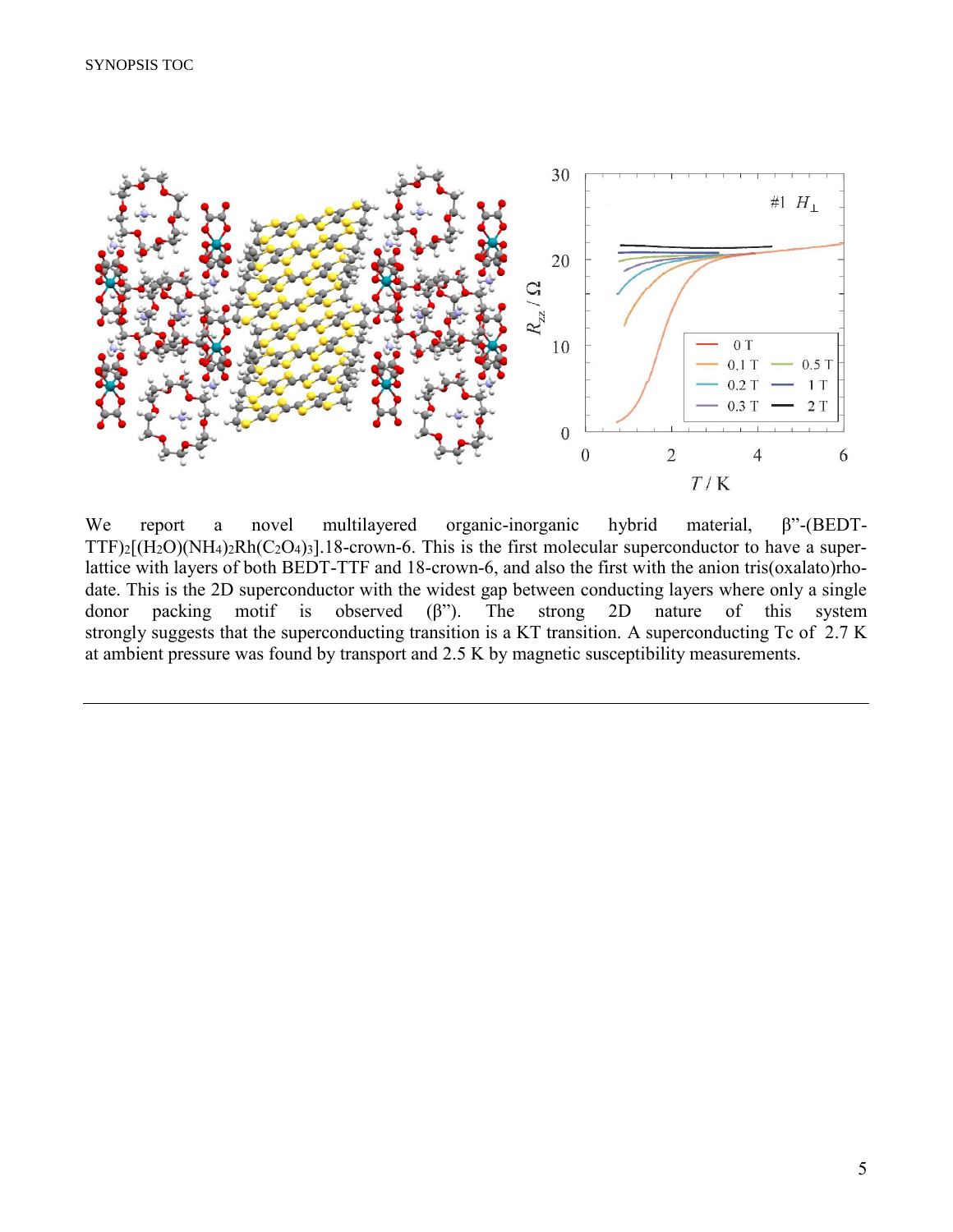SYNOPSIS TOC

30

20

10

0

0

2

4

6

$R_{zz}$ / Ω

$T$ / K

#1 $H_\perp$

0 T

0.1 T

0.2 T

0.3 T

0.5 T

1 T

2 T

We report a novel multilayered organic-inorganic hybrid material, β”-(BEDT-TTF)$_2$[($H_2O$)($NH_4$)$_2$Rh($C_2O_4$)$_3$].18-crown-6. This is the first molecular superconductor to have a superlattice with layers of both BEDT-TTF and 18-crown-6, and also the first with the anion tris(oxalato)rhodate. This is the 2D superconductor with the widest gap between conducting layers where only a single donor packing motif is observed (β”). The strong 2D nature of this system strongly suggests that the superconducting transition is a KT transition. A superconducting Tc of 2.7 K at ambient pressure was found by transport and 2.5 K by magnetic susceptibility measurements.